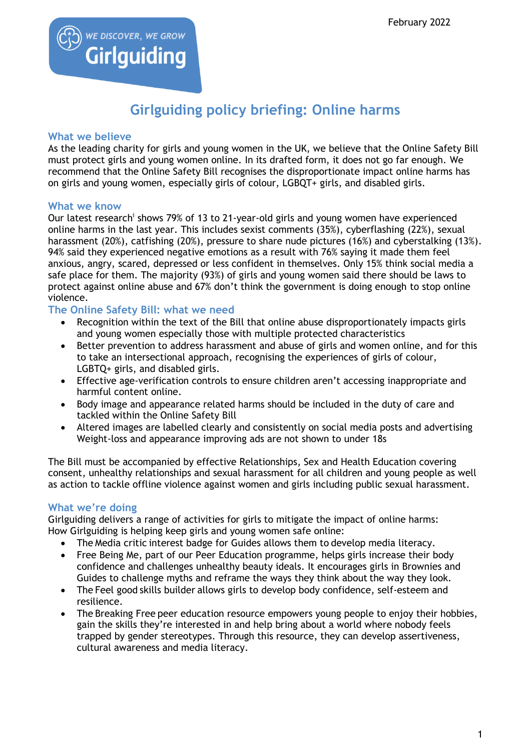February 2022

WE DISCOVER, WE GROW
Girlguiding

# Girlguiding policy briefing: Online harms

## What we believe

As the leading charity for girls and young women in the UK, we believe that the Online Safety Bill must protect girls and young women online. In its drafted form, it does not go far enough. We recommend that the Online Safety Bill recognises the disproportionate impact online harms has on girls and young women, especially girls of colour, LGBQT+ girls, and disabled girls.

## What we know

Our latest research[i] shows 79% of 13 to 21-year-old girls and young women have experienced online harms in the last year. This includes sexist comments (35%), cyberflashing (22%), sexual harassment (20%), catfishing (20%), pressure to share nude pictures (16%) and cyberstalking (13%). 94% said they experienced negative emotions as a result with 76% saying it made them feel anxious, angry, scared, depressed or less confident in themselves. Only 15% think social media a safe place for them. The majority (93%) of girls and young women said there should be laws to protect against online abuse and 67% don't think the government is doing enough to stop online violence.

## The Online Safety Bill: what we need

- Recognition within the text of the Bill that online abuse disproportionately impacts girls and young women especially those with multiple protected characteristics
- Better prevention to address harassment and abuse of girls and women online, and for this to take an intersectional approach, recognising the experiences of girls of colour, LGBTQ+ girls, and disabled girls.
- Effective age-verification controls to ensure children aren't accessing inappropriate and harmful content online.
- Body image and appearance related harms should be included in the duty of care and tackled within the Online Safety Bill
- Altered images are labelled clearly and consistently on social media posts and advertising Weight-loss and appearance improving ads are not shown to under 18s

The Bill must be accompanied by effective Relationships, Sex and Health Education covering consent, unhealthy relationships and sexual harassment for all children and young people as well as action to tackle offline violence against women and girls including public sexual harassment.

## What we're doing

Girlguiding delivers a range of activities for girls to mitigate the impact of online harms:
How Girlguiding is helping keep girls and young women safe online:

- The Media critic interest badge for Guides allows them to develop media literacy.
- Free Being Me, part of our Peer Education programme, helps girls increase their body confidence and challenges unhealthy beauty ideals. It encourages girls in Brownies and Guides to challenge myths and reframe the ways they think about the way they look.
- The Feel good skills builder allows girls to develop body confidence, self-esteem and resilience.
- The Breaking Free peer education resource empowers young people to enjoy their hobbies, gain the skills they're interested in and help bring about a world where nobody feels trapped by gender stereotypes. Through this resource, they can develop assertiveness, cultural awareness and media literacy.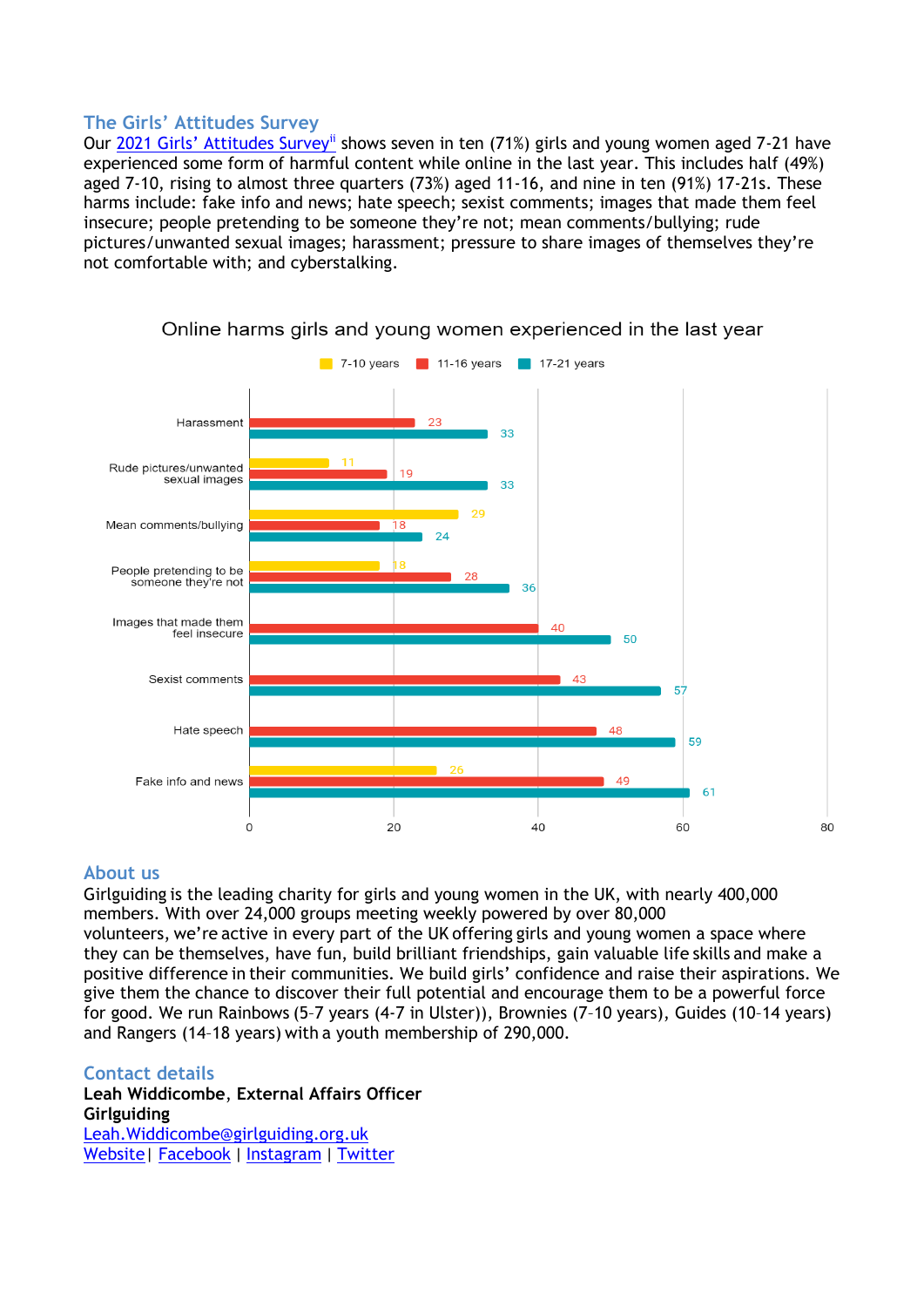## The Girls' Attitudes Survey

Our 2021 Girls' Attitudes Survey[ii] shows seven in ten (71%) girls and young women aged 7-21 have experienced some form of harmful content while online in the last year. This includes half (49%) aged 7-10, rising to almost three quarters (73%) aged 11-16, and nine in ten (91%) 17-21s. These harms include: fake info and news; hate speech; sexist comments; images that made them feel insecure; people pretending to be someone they're not; mean comments/bullying; rude pictures/unwanted sexual images; harassment; pressure to share images of themselves they're not comfortable with; and cyberstalking.

**Online harms girls and young women experienced in the last year**

| | 7-10 years | 11-16 years | 17-21 years |
|---|---|---|---|
| Harassment | | 23 | 33 |
| Rude pictures/unwanted sexual images | 11 | 19 | 33 |
| Mean comments/bullying | 29 | 18 | 24 |
| People pretending to be someone they're not | 18 | 28 | 36 |
| Images that made them feel insecure | | 40 | 50 |
| Sexist comments | | 43 | 57 |
| Hate speech | | 48 | 59 |
| Fake info and news | 26 | 49 | 61 |

## About us

Girlguiding is the leading charity for girls and young women in the UK, with nearly 400,000 members. With over 24,000 groups meeting weekly powered by over 80,000 volunteers, we're active in every part of the UK offering girls and young women a space where they can be themselves, have fun, build brilliant friendships, gain valuable life skills and make a positive difference in their communities. We build girls' confidence and raise their aspirations. We give them the chance to discover their full potential and encourage them to be a powerful force for good. We run Rainbows (5–7 years (4-7 in Ulster)), Brownies (7–10 years), Guides (10–14 years) and Rangers (14–18 years) with a youth membership of 290,000.

## Contact details

**Leah Widdicombe**, **External Affairs Officer**
**Girlguiding**
Leah.Widdicombe@girlguiding.org.uk
Website | Facebook | Instagram | Twitter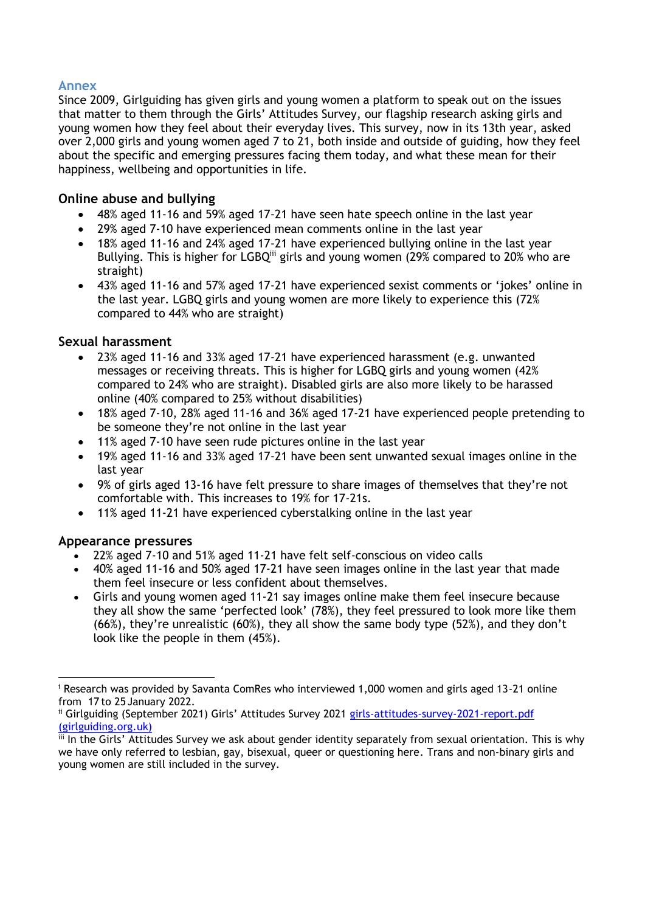## Annex

Since 2009, Girlguiding has given girls and young women a platform to speak out on the issues that matter to them through the Girls' Attitudes Survey, our flagship research asking girls and young women how they feel about their everyday lives. This survey, now in its 13th year, asked over 2,000 girls and young women aged 7 to 21, both inside and outside of guiding, how they feel about the specific and emerging pressures facing them today, and what these mean for their happiness, wellbeing and opportunities in life.

### Online abuse and bullying

- 48% aged 11-16 and 59% aged 17-21 have seen hate speech online in the last year
- 29% aged 7-10 have experienced mean comments online in the last year
- 18% aged 11-16 and 24% aged 17-21 have experienced bullying online in the last year Bullying. This is higher for LGBQ[iii] girls and young women (29% compared to 20% who are straight)
- 43% aged 11-16 and 57% aged 17-21 have experienced sexist comments or 'jokes' online in the last year. LGBQ girls and young women are more likely to experience this (72% compared to 44% who are straight)

### Sexual harassment

- 23% aged 11-16 and 33% aged 17-21 have experienced harassment (e.g. unwanted messages or receiving threats. This is higher for LGBQ girls and young women (42% compared to 24% who are straight). Disabled girls are also more likely to be harassed online (40% compared to 25% without disabilities)
- 18% aged 7-10, 28% aged 11-16 and 36% aged 17-21 have experienced people pretending to be someone they're not online in the last year
- 11% aged 7-10 have seen rude pictures online in the last year
- 19% aged 11-16 and 33% aged 17-21 have been sent unwanted sexual images online in the last year
- 9% of girls aged 13-16 have felt pressure to share images of themselves that they're not comfortable with. This increases to 19% for 17-21s.
- 11% aged 11-21 have experienced cyberstalking online in the last year

### Appearance pressures

- 22% aged 7-10 and 51% aged 11-21 have felt self-conscious on video calls
- 40% aged 11-16 and 50% aged 17-21 have seen images online in the last year that made them feel insecure or less confident about themselves.
- Girls and young women aged 11-21 say images online make them feel insecure because they all show the same 'perfected look' (78%), they feel pressured to look more like them (66%), they're unrealistic (60%), they all show the same body type (52%), and they don't look like the people in them (45%).

---

[i] Research was provided by Savanta ComRes who interviewed 1,000 women and girls aged 13-21 online from 17 to 25 January 2022.

[ii] Girlguiding (September 2021) Girls' Attitudes Survey 2021 [girls-attitudes-survey-2021-report.pdf (girlguiding.org.uk)](girls-attitudes-survey-2021-report.pdf)

[iii] In the Girls' Attitudes Survey we ask about gender identity separately from sexual orientation. This is why we have only referred to lesbian, gay, bisexual, queer or questioning here. Trans and non-binary girls and young women are still included in the survey.